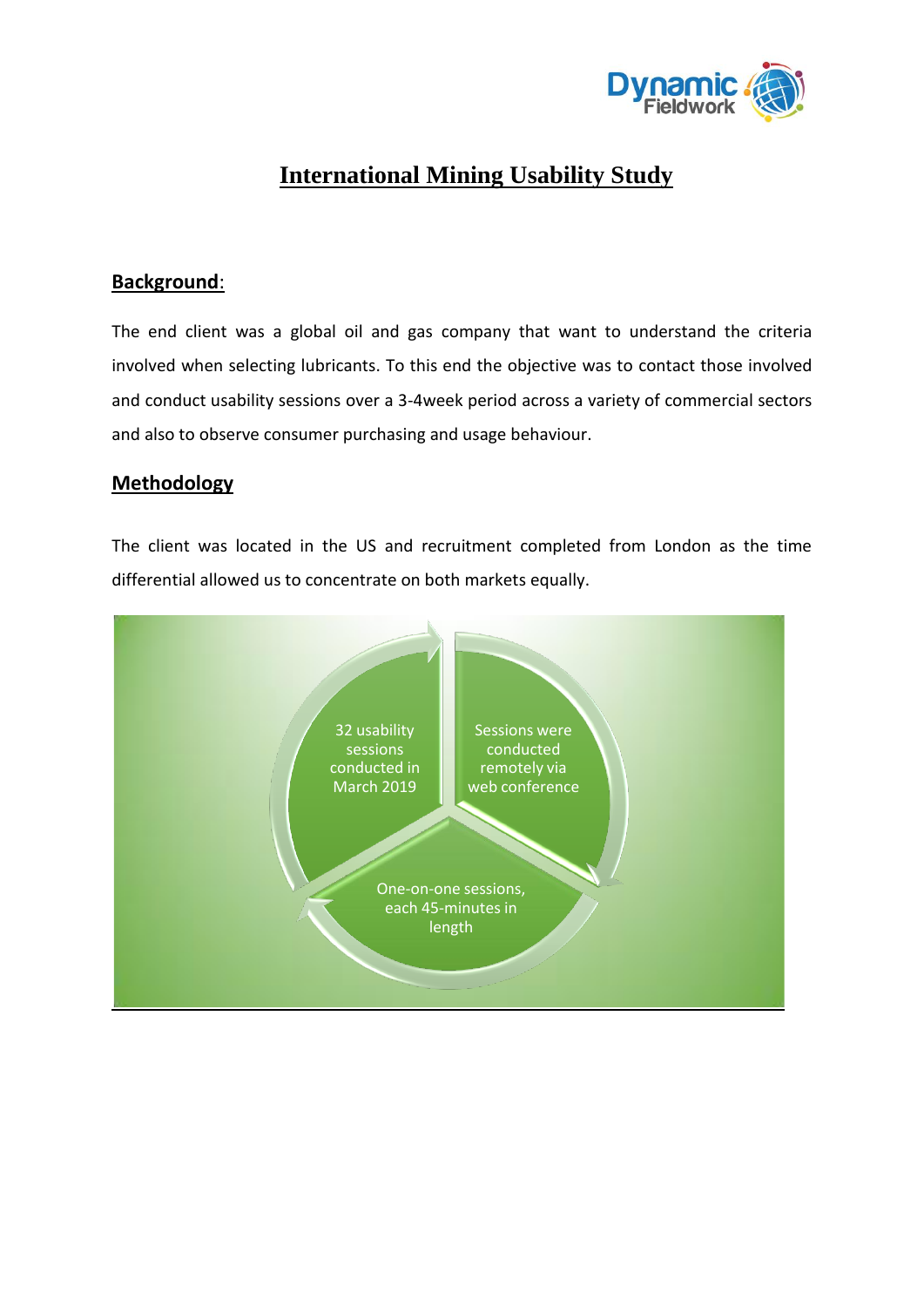# International Mining Usability Study

## Background:

The end client was a global oil and gas company that want to understand the criteria involved when selecting lubricants. To this end the objective was to contact those involved and conduct usability sessions over a 3-4week period across a variety of commercial sectors and also to observe consumer purchasing and usage behaviour.

## Methodology

The client was located in the US and recruitment completed from London as the time differential allowed us to concentrate on both markets equally.

- 32 usability sessions conducted in March 2019
- Sessions were conducted remotely via web conference
- One-on-one sessions, each 45-minutes in length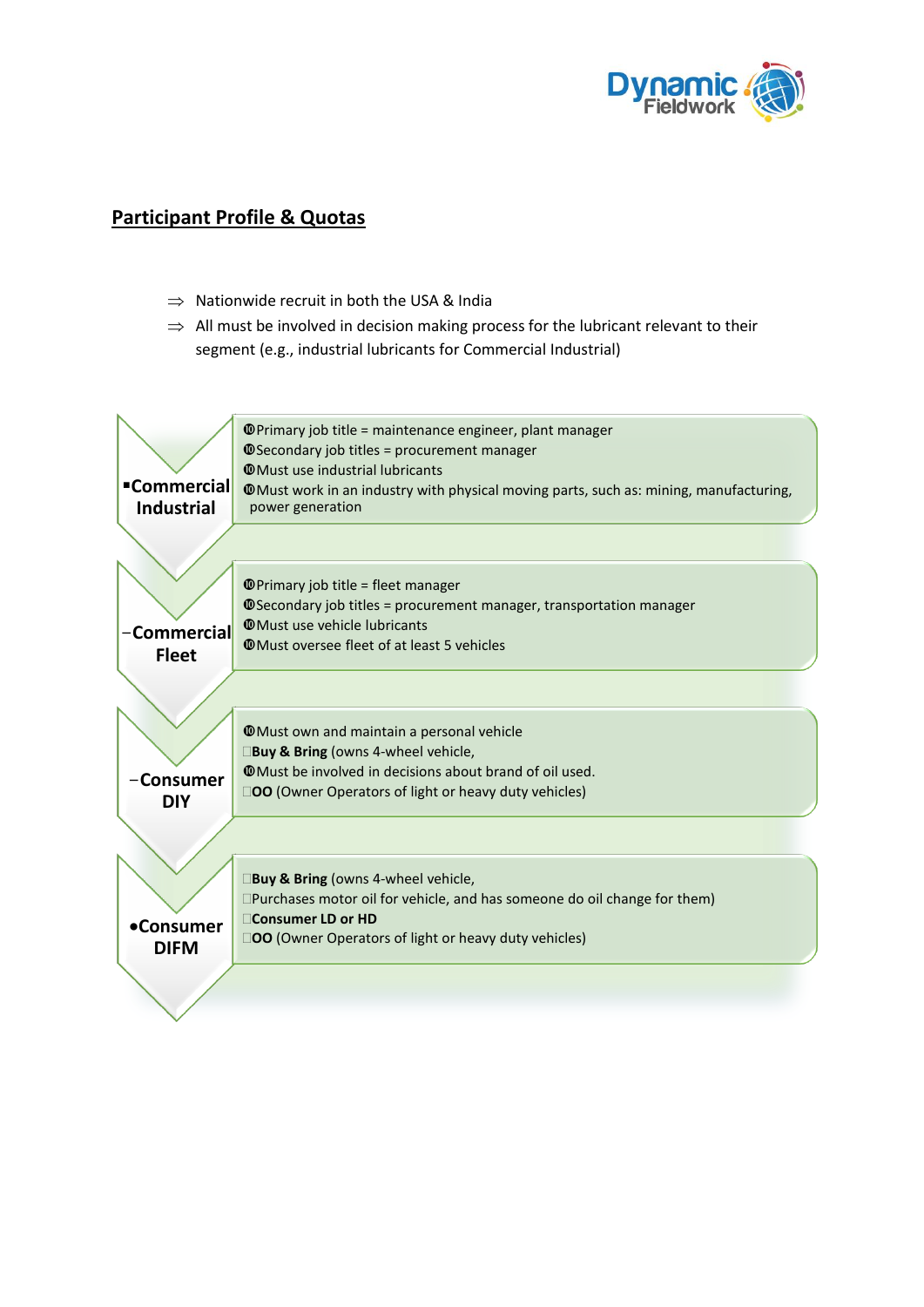## Participant Profile & Quotas

- ⇒ Nationwide recruit in both the USA & India
- ⇒ All must be involved in decision making process for the lubricant relevant to their segment (e.g., industrial lubricants for Commercial Industrial)

### Commercial Industrial

- Primary job title = maintenance engineer, plant manager
- Secondary job titles = procurement manager
- Must use industrial lubricants
- Must work in an industry with physical moving parts, such as: mining, manufacturing, power generation

### Commercial Fleet

- Primary job title = fleet manager
- Secondary job titles = procurement manager, transportation manager
- Must use vehicle lubricants
- Must oversee fleet of at least 5 vehicles

### Consumer DIY

- Must own and maintain a personal vehicle
- **Buy & Bring** (owns 4-wheel vehicle,
- Must be involved in decisions about brand of oil used.
- **OO** (Owner Operators of light or heavy duty vehicles)

### Consumer DIFM

- **Buy & Bring** (owns 4-wheel vehicle,
- Purchases motor oil for vehicle, and has someone do oil change for them)
- **Consumer LD or HD**
- **OO** (Owner Operators of light or heavy duty vehicles)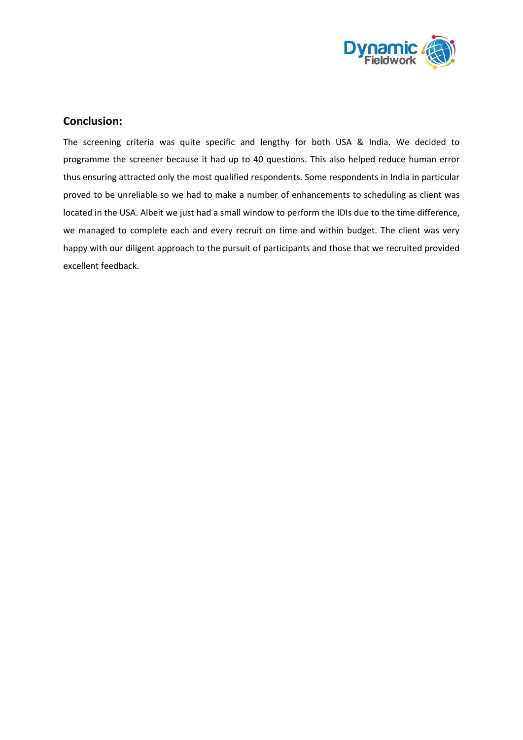## Conclusion:

The screening criteria was quite specific and lengthy for both USA & India. We decided to programme the screener because it had up to 40 questions. This also helped reduce human error thus ensuring attracted only the most qualified respondents. Some respondents in India in particular proved to be unreliable so we had to make a number of enhancements to scheduling as client was located in the USA. Albeit we just had a small window to perform the IDIs due to the time difference, we managed to complete each and every recruit on time and within budget. The client was very happy with our diligent approach to the pursuit of participants and those that we recruited provided excellent feedback.